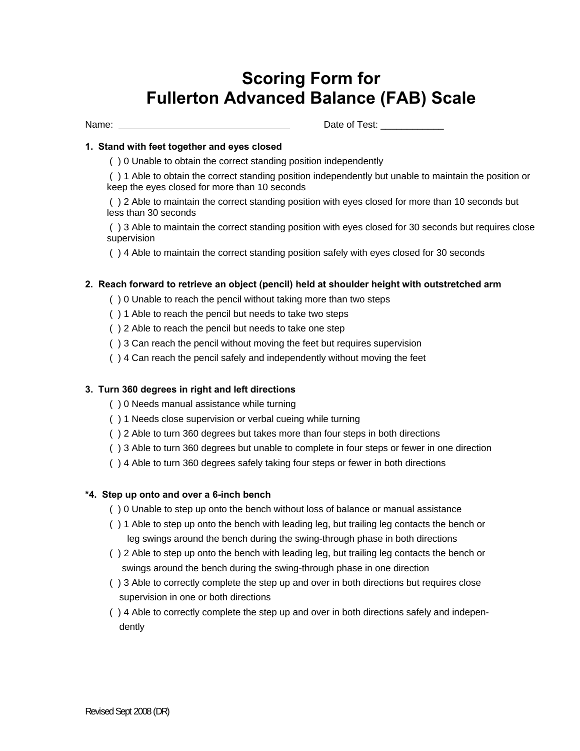# Scoring Form for Fullerton Advanced Balance (FAB) Scale

Name: ________________________________ Date of Test: ____________

**1. Stand with feet together and eyes closed**

( ) 0 Unable to obtain the correct standing position independently

( ) 1 Able to obtain the correct standing position independently but unable to maintain the position or keep the eyes closed for more than 10 seconds

( ) 2 Able to maintain the correct standing position with eyes closed for more than 10 seconds but less than 30 seconds

( ) 3 Able to maintain the correct standing position with eyes closed for 30 seconds but requires close supervision

( ) 4 Able to maintain the correct standing position safely with eyes closed for 30 seconds

**2. Reach forward to retrieve an object (pencil) held at shoulder height with outstretched arm**

( ) 0 Unable to reach the pencil without taking more than two steps

( ) 1 Able to reach the pencil but needs to take two steps

( ) 2 Able to reach the pencil but needs to take one step

( ) 3 Can reach the pencil without moving the feet but requires supervision

( ) 4 Can reach the pencil safely and independently without moving the feet

**3. Turn 360 degrees in right and left directions**

( ) 0 Needs manual assistance while turning

( ) 1 Needs close supervision or verbal cueing while turning

( ) 2 Able to turn 360 degrees but takes more than four steps in both directions

( ) 3 Able to turn 360 degrees but unable to complete in four steps or fewer in one direction

( ) 4 Able to turn 360 degrees safely taking four steps or fewer in both directions

**\*4. Step up onto and over a 6-inch bench**

( ) 0 Unable to step up onto the bench without loss of balance or manual assistance

( ) 1 Able to step up onto the bench with leading leg, but trailing leg contacts the bench or leg swings around the bench during the swing-through phase in both directions

( ) 2 Able to step up onto the bench with leading leg, but trailing leg contacts the bench or swings around the bench during the swing-through phase in one direction

( ) 3 Able to correctly complete the step up and over in both directions but requires close supervision in one or both directions

( ) 4 Able to correctly complete the step up and over in both directions safely and independently

Revised Sept 2008 (DR)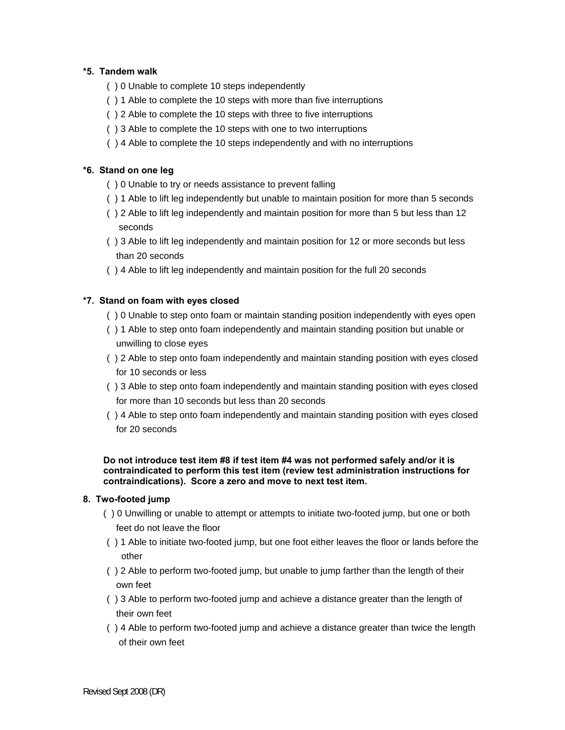**\*5. Tandem walk**

( ) 0 Unable to complete 10 steps independently
( ) 1 Able to complete the 10 steps with more than five interruptions
( ) 2 Able to complete the 10 steps with three to five interruptions
( ) 3 Able to complete the 10 steps with one to two interruptions
( ) 4 Able to complete the 10 steps independently and with no interruptions

**\*6. Stand on one leg**

( ) 0 Unable to try or needs assistance to prevent falling
( ) 1 Able to lift leg independently but unable to maintain position for more than 5 seconds
( ) 2 Able to lift leg independently and maintain position for more than 5 but less than 12 seconds
( ) 3 Able to lift leg independently and maintain position for 12 or more seconds but less than 20 seconds
( ) 4 Able to lift leg independently and maintain position for the full 20 seconds

**\*7. Stand on foam with eyes closed**

( ) 0 Unable to step onto foam or maintain standing position independently with eyes open
( ) 1 Able to step onto foam independently and maintain standing position but unable or unwilling to close eyes
( ) 2 Able to step onto foam independently and maintain standing position with eyes closed for 10 seconds or less
( ) 3 Able to step onto foam independently and maintain standing position with eyes closed for more than 10 seconds but less than 20 seconds
( ) 4 Able to step onto foam independently and maintain standing position with eyes closed for 20 seconds

**Do not introduce test item #8 if test item #4 was not performed safely and/or it is contraindicated to perform this test item (review test administration instructions for contraindications). Score a zero and move to next test item.**

**8. Two-footed jump**

( ) 0 Unwilling or unable to attempt or attempts to initiate two-footed jump, but one or both feet do not leave the floor
( ) 1 Able to initiate two-footed jump, but one foot either leaves the floor or lands before the other
( ) 2 Able to perform two-footed jump, but unable to jump farther than the length of their own feet
( ) 3 Able to perform two-footed jump and achieve a distance greater than the length of their own feet
( ) 4 Able to perform two-footed jump and achieve a distance greater than twice the length of their own feet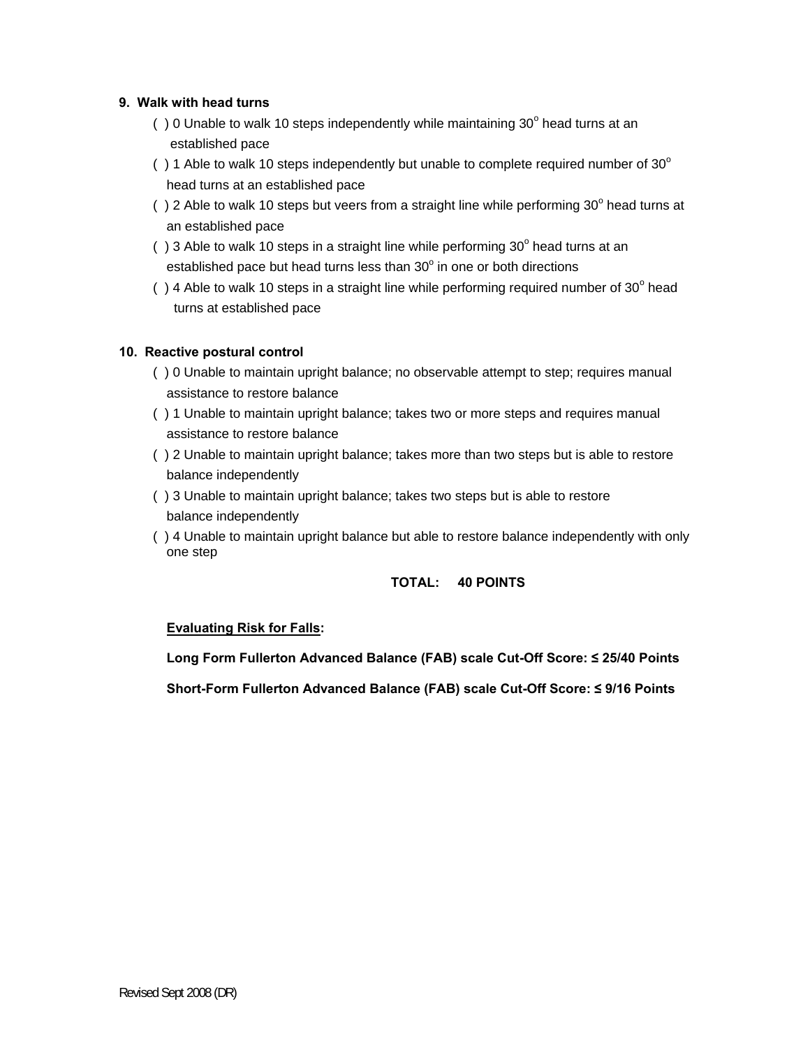**9. Walk with head turns**

( ) 0 Unable to walk 10 steps independently while maintaining 30° head turns at an established pace

( ) 1 Able to walk 10 steps independently but unable to complete required number of 30° head turns at an established pace

( ) 2 Able to walk 10 steps but veers from a straight line while performing 30° head turns at an established pace

( ) 3 Able to walk 10 steps in a straight line while performing 30° head turns at an established pace but head turns less than 30° in one or both directions

( ) 4 Able to walk 10 steps in a straight line while performing required number of 30° head turns at established pace

**10. Reactive postural control**

( ) 0 Unable to maintain upright balance; no observable attempt to step; requires manual assistance to restore balance

( ) 1 Unable to maintain upright balance; takes two or more steps and requires manual assistance to restore balance

( ) 2 Unable to maintain upright balance; takes more than two steps but is able to restore balance independently

( ) 3 Unable to maintain upright balance; takes two steps but is able to restore balance independently

( ) 4 Unable to maintain upright balance but able to restore balance independently with only one step

**TOTAL: 40 POINTS**

**<u>Evaluating Risk for Falls</u>:**

**Long Form Fullerton Advanced Balance (FAB) scale Cut-Off Score: ≤ 25/40 Points**

**Short-Form Fullerton Advanced Balance (FAB) scale Cut-Off Score: ≤ 9/16 Points**

Revised Sept 2008 (DR)